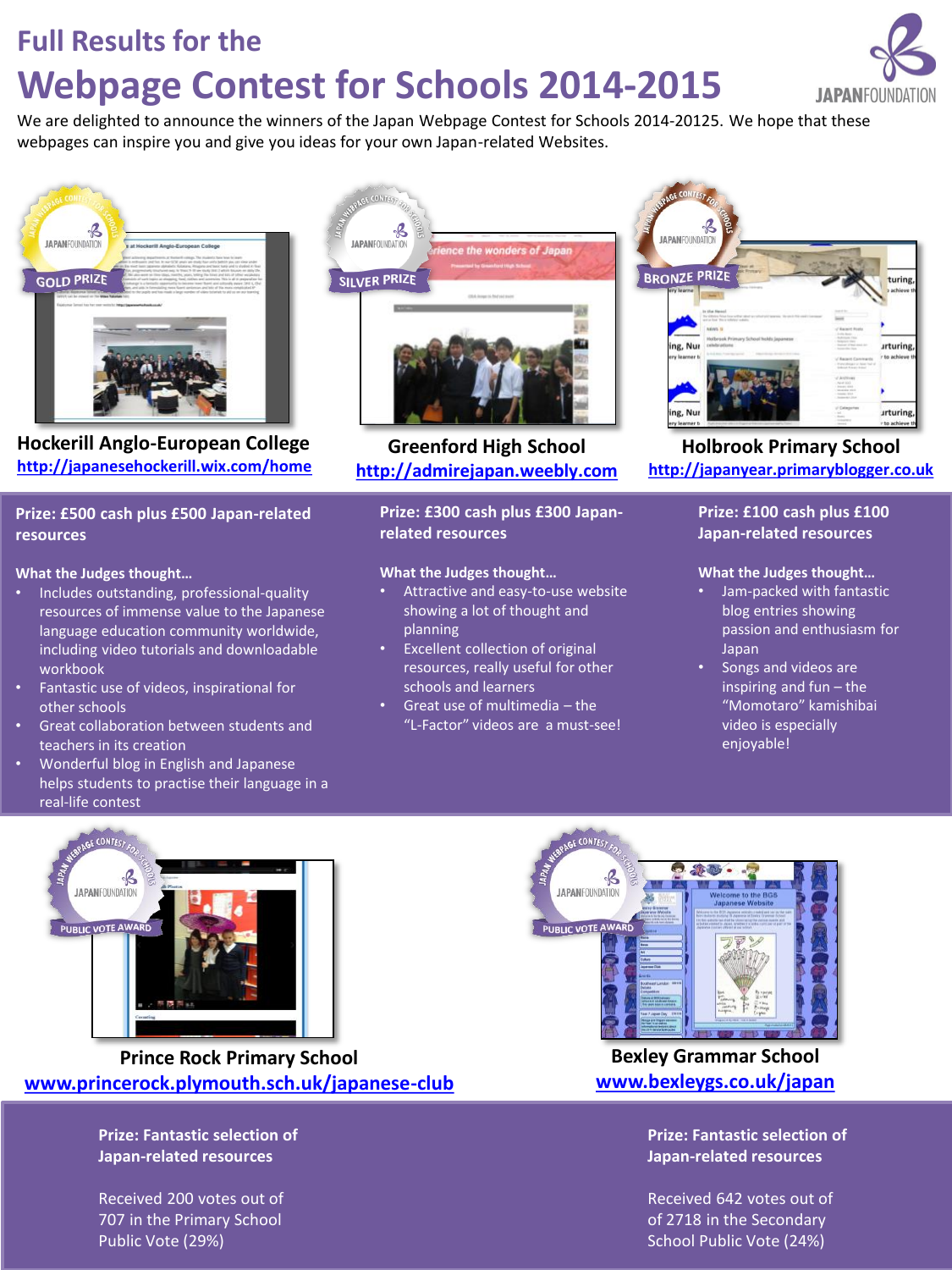# Full Results for the

# Webpage Contest for Schools 2014-2015

We are delighted to announce the winners of the Japan Webpage Contest for Schools 2014-20125. We hope that these webpages can inspire you and give you ideas for your own Japan-related Websites.

## GOLD PRIZE

### Hockerill Anglo-European College

http://japanesehockerill.wix.com/home

**Prize: £500 cash plus £500 Japan-related resources**

**What the Judges thought…**

- Includes outstanding, professional-quality resources of immense value to the Japanese language education community worldwide, including video tutorials and downloadable workbook
- Fantastic use of videos, inspirational for other schools
- Great collaboration between students and teachers in its creation
- Wonderful blog in English and Japanese helps students to practise their language in a real-life contest

## SILVER PRIZE

### Greenford High School

http://admirejapan.weebly.com

**Prize: £300 cash plus £300 Japan-related resources**

**What the Judges thought…**

- Attractive and easy-to-use website showing a lot of thought and planning
- Excellent collection of original resources, really useful for other schools and learners
- Great use of multimedia – the "L-Factor" videos are a must-see!

## BRONZE PRIZE

### Holbrook Primary School

http://japanyear.primaryblogger.co.uk

**Prize: £100 cash plus £100 Japan-related resources**

**What the Judges thought…**

- Jam-packed with fantastic blog entries showing passion and enthusiasm for Japan
- Songs and videos are inspiring and fun – the "Momotaro" kamishibai video is especially enjoyable!

## PUBLIC VOTE AWARD

### Prince Rock Primary School

www.princerock.plymouth.sch.uk/japanese-club

**Prize: Fantastic selection of Japan-related resources**

Received 200 votes out of 707 in the Primary School Public Vote (29%)

## PUBLIC VOTE AWARD

### Bexley Grammar School

www.bexleygs.co.uk/japan

**Prize: Fantastic selection of Japan-related resources**

Received 642 votes out of of 2718 in the Secondary School Public Vote (24%)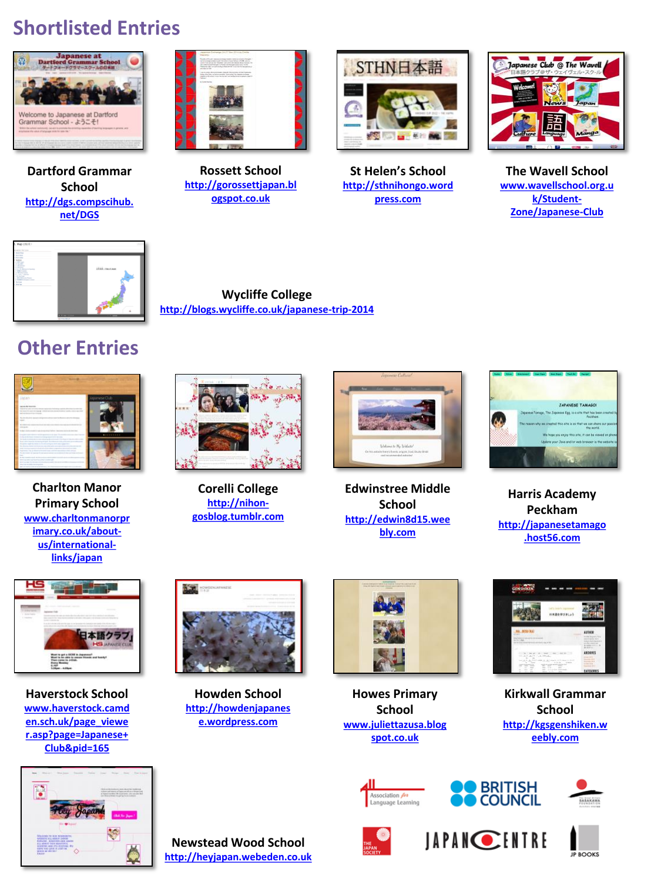## Shortlisted Entries

**Dartford Grammar School**
http://dgs.compscihub.net/DGS

**Rossett School**
http://gorossettjapan.blogspot.co.uk

**St Helen's School**
http://sthnihongo.wordpress.com

**The Wavell School**
www.wavellschool.org.uk/Student-Zone/Japanese-Club

**Wycliffe College**
http://blogs.wycliffe.co.uk/japanese-trip-2014

## Other Entries

**Charlton Manor Primary School**
www.charltonmanorprimary.co.uk/about-us/international-links/japan

**Corelli College**
http://nihon-gosblog.tumblr.com

**Edwinstree Middle School**
http://edwin8d15.weebly.com

**Harris Academy Peckham**
http://japanesetamago.host56.com

**Haverstock School**
www.haverstock.camden.sch.uk/page_viewer.asp?page=Japanese+Club&pid=165

**Howden School**
http://howdenjapanese.wordpress.com

**Howes Primary School**
www.juliettazusa.blogspot.co.uk

**Kirkwall Grammar School**
http://kgsgenshiken.weebly.com

**Newstead Wood School**
http://heyjapan.webeden.co.uk